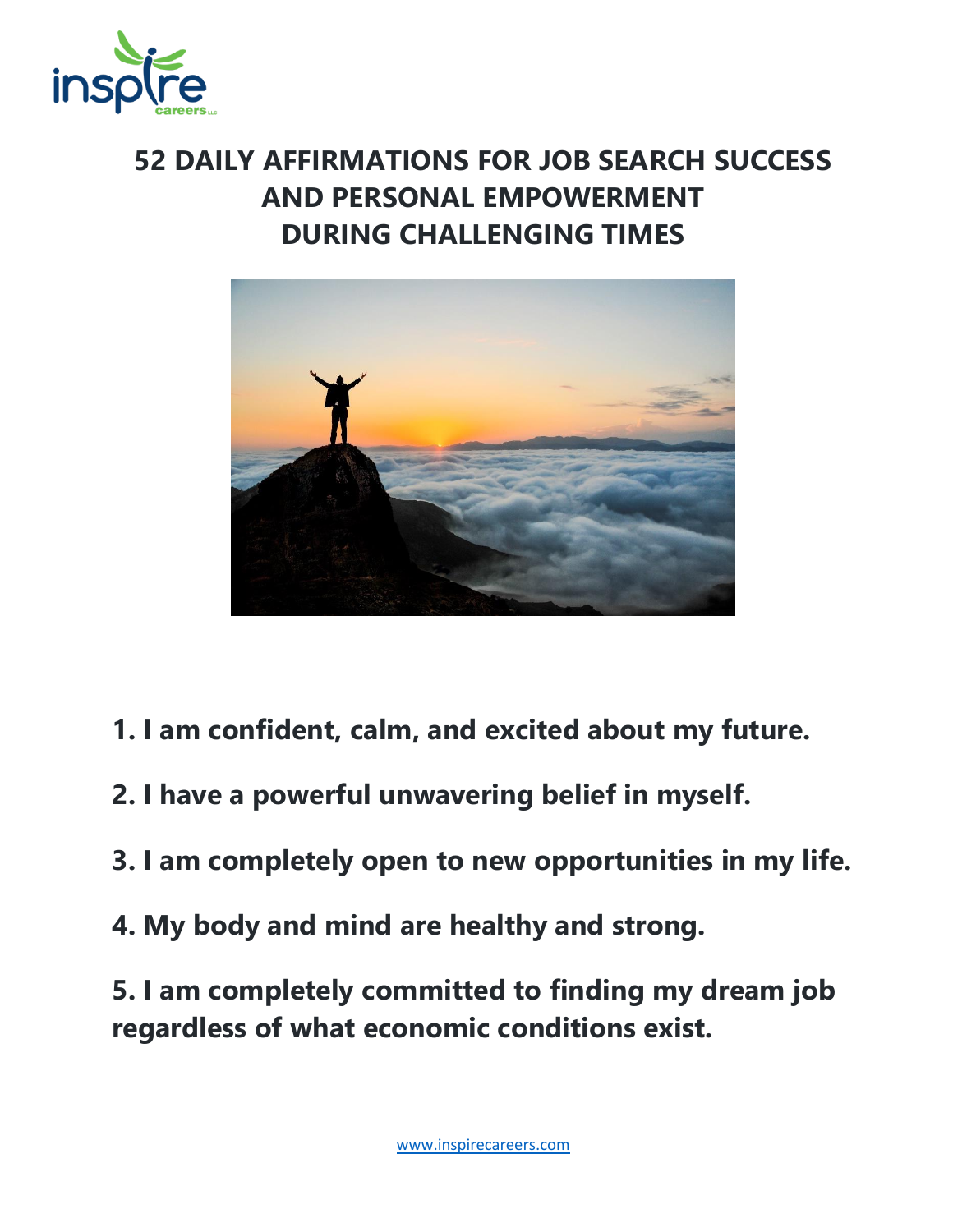# 52 DAILY AFFIRMATIONS FOR JOB SEARCH SUCCESS AND PERSONAL EMPOWERMENT DURING CHALLENGING TIMES

**1. I am confident, calm, and excited about my future.**

**2. I have a powerful unwavering belief in myself.**

**3. I am completely open to new opportunities in my life.**

**4. My body and mind are healthy and strong.**

**5. I am completely committed to finding my dream job regardless of what economic conditions exist.**

www.inspirecareers.com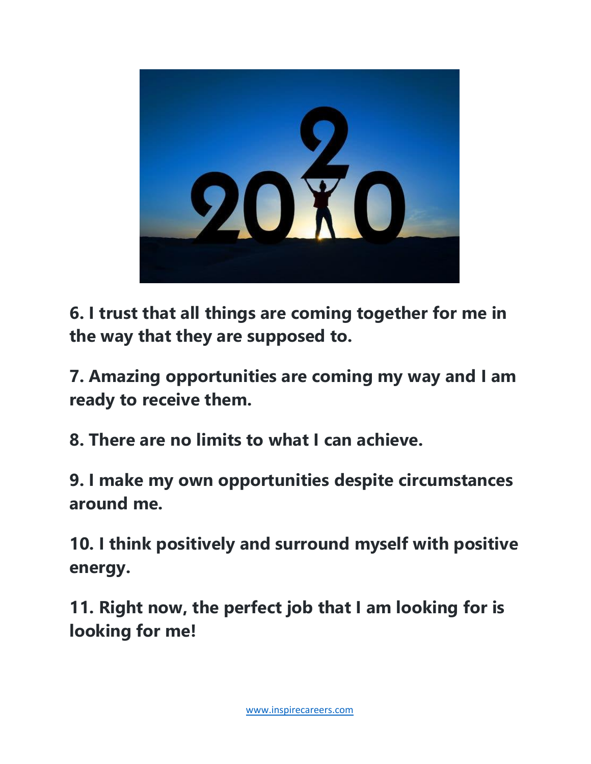**6. I trust that all things are coming together for me in the way that they are supposed to.**

**7. Amazing opportunities are coming my way and I am ready to receive them.**

**8. There are no limits to what I can achieve.**

**9. I make my own opportunities despite circumstances around me.**

**10. I think positively and surround myself with positive energy.**

**11. Right now, the perfect job that I am looking for is looking for me!**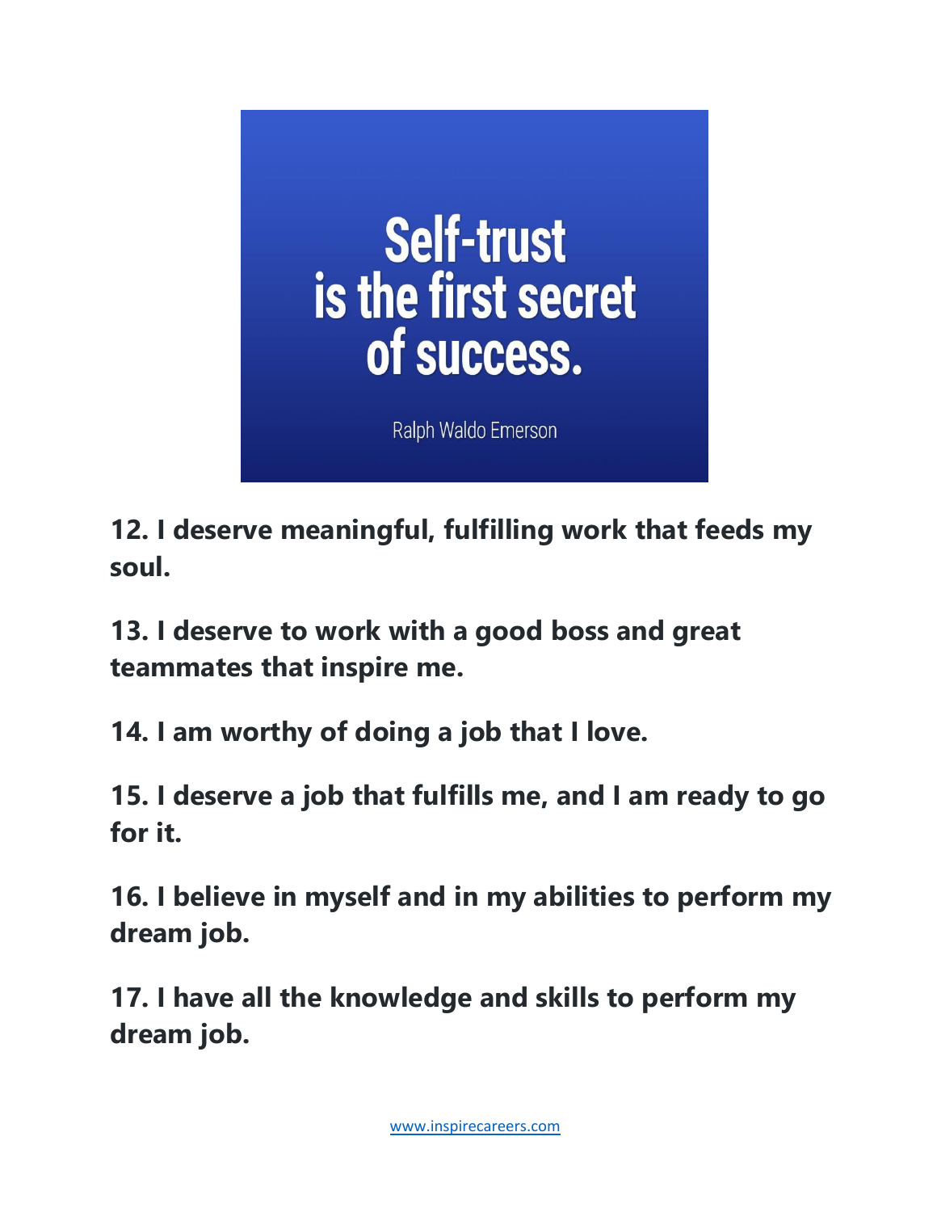Self-trust is the first secret of success.

Ralph Waldo Emerson

**12. I deserve meaningful, fulfilling work that feeds my soul.**

**13. I deserve to work with a good boss and great teammates that inspire me.**

**14. I am worthy of doing a job that I love.**

**15. I deserve a job that fulfills me, and I am ready to go for it.**

**16. I believe in myself and in my abilities to perform my dream job.**

**17. I have all the knowledge and skills to perform my dream job.**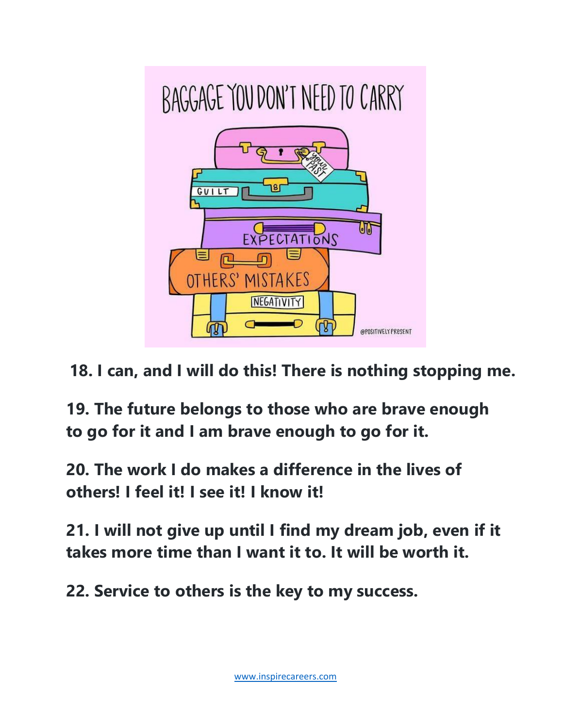**18. I can, and I will do this! There is nothing stopping me.**

**19. The future belongs to those who are brave enough to go for it and I am brave enough to go for it.**

**20. The work I do makes a difference in the lives of others! I feel it! I see it! I know it!**

**21. I will not give up until I find my dream job, even if it takes more time than I want it to. It will be worth it.**

**22. Service to others is the key to my success.**

www.inspirecareers.com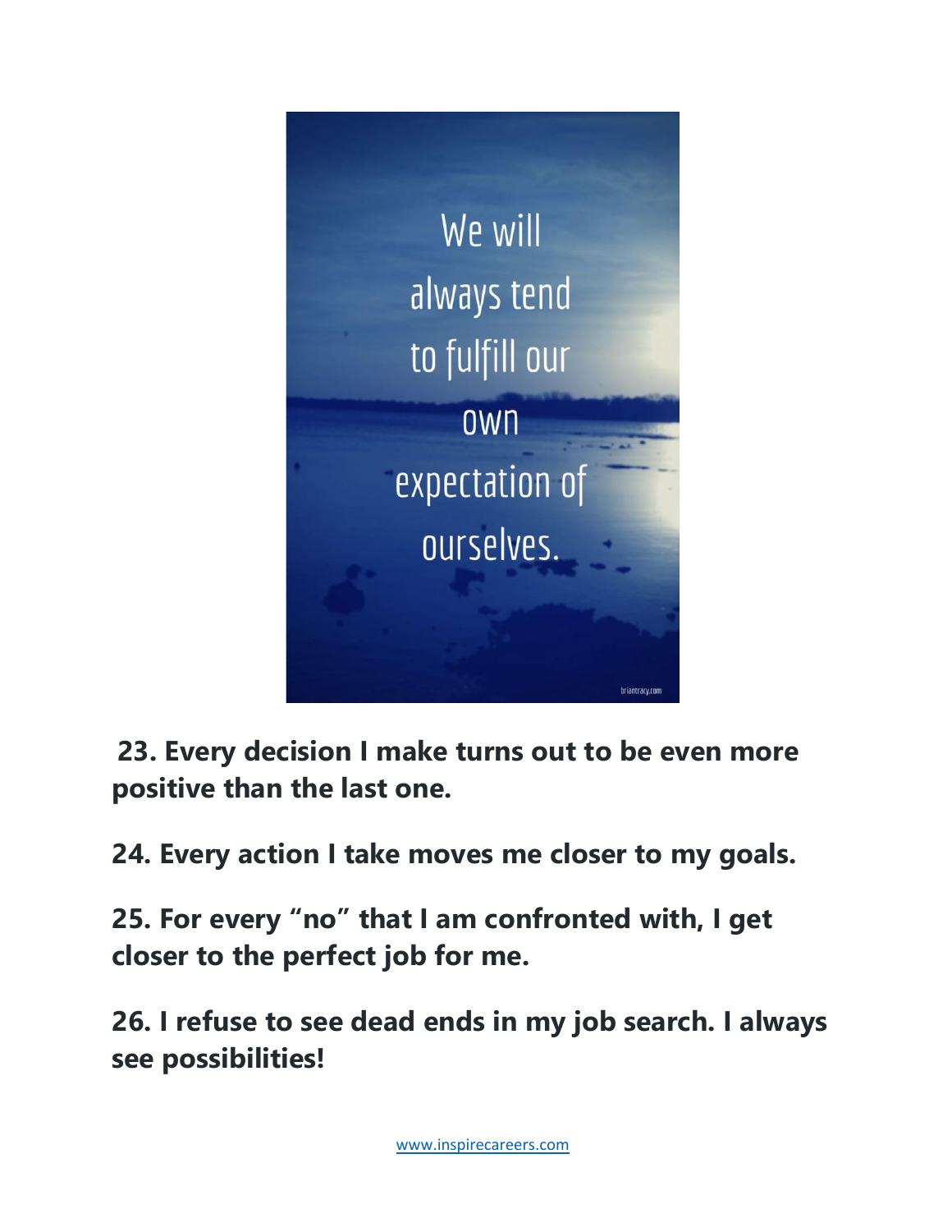We will always tend to fulfill our own expectation of ourselves.

briantracy.com

**23. Every decision I make turns out to be even more positive than the last one.**

**24. Every action I take moves me closer to my goals.**

**25. For every "no" that I am confronted with, I get closer to the perfect job for me.**

**26. I refuse to see dead ends in my job search. I always see possibilities!**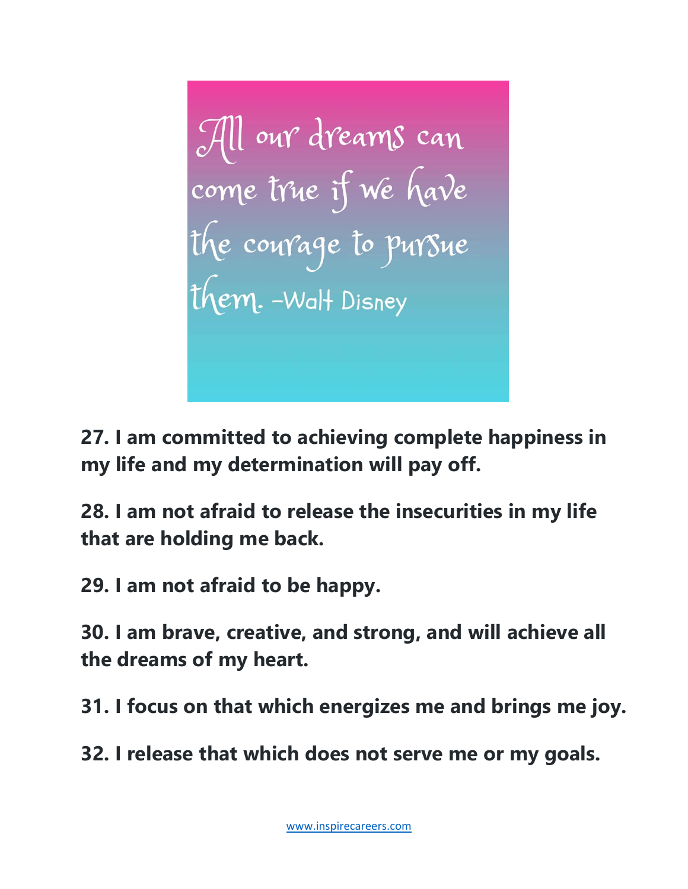All our dreams can come true if we have the courage to pursue them. -Walt Disney

**27. I am committed to achieving complete happiness in my life and my determination will pay off.**

**28. I am not afraid to release the insecurities in my life that are holding me back.**

**29. I am not afraid to be happy.**

**30. I am brave, creative, and strong, and will achieve all the dreams of my heart.**

**31. I focus on that which energizes me and brings me joy.**

**32. I release that which does not serve me or my goals.**

www.inspirecareers.com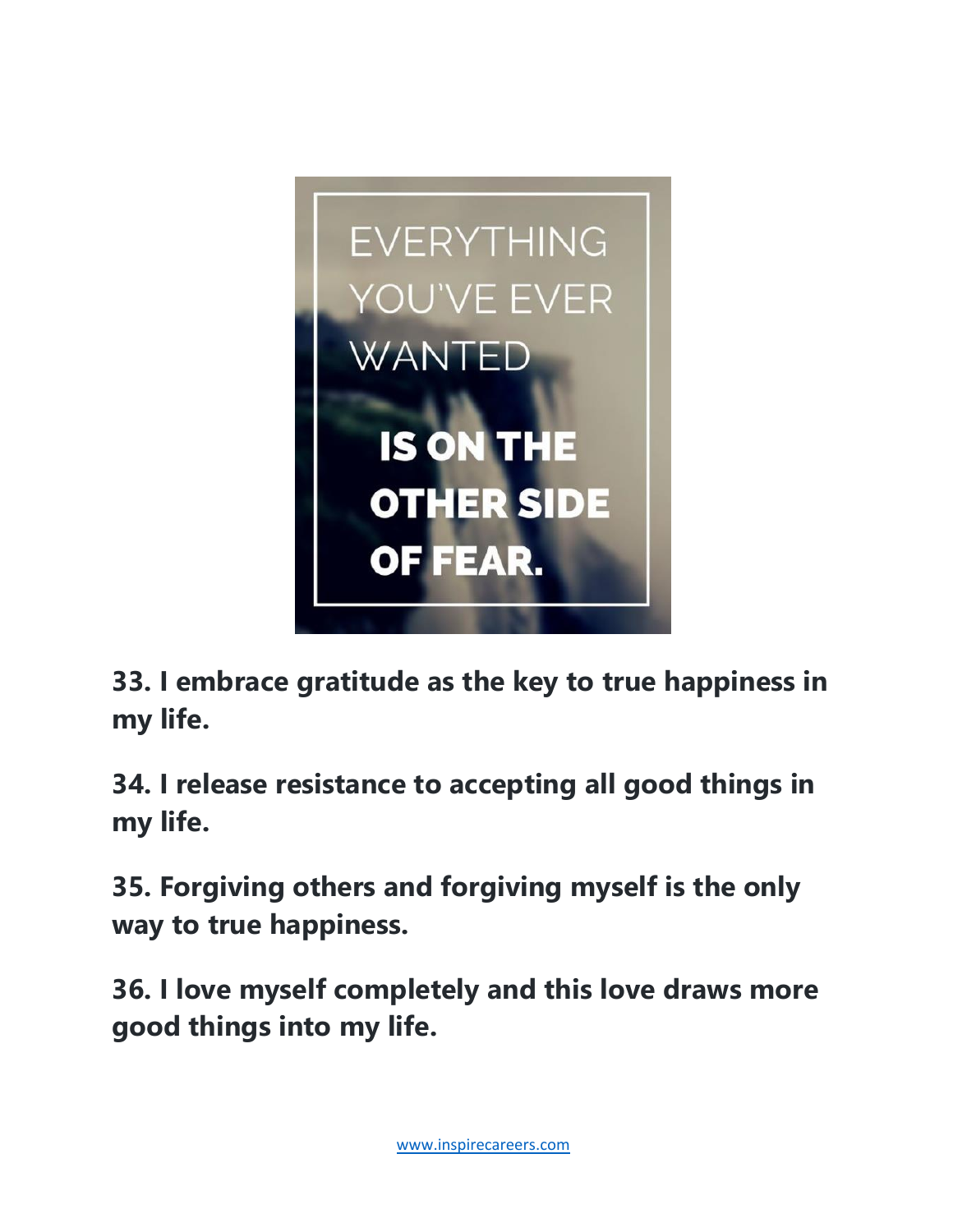EVERYTHING YOU'VE EVER WANTED **IS ON THE OTHER SIDE OF FEAR.**

**33. I embrace gratitude as the key to true happiness in my life.**

**34. I release resistance to accepting all good things in my life.**

**35. Forgiving others and forgiving myself is the only way to true happiness.**

**36. I love myself completely and this love draws more good things into my life.**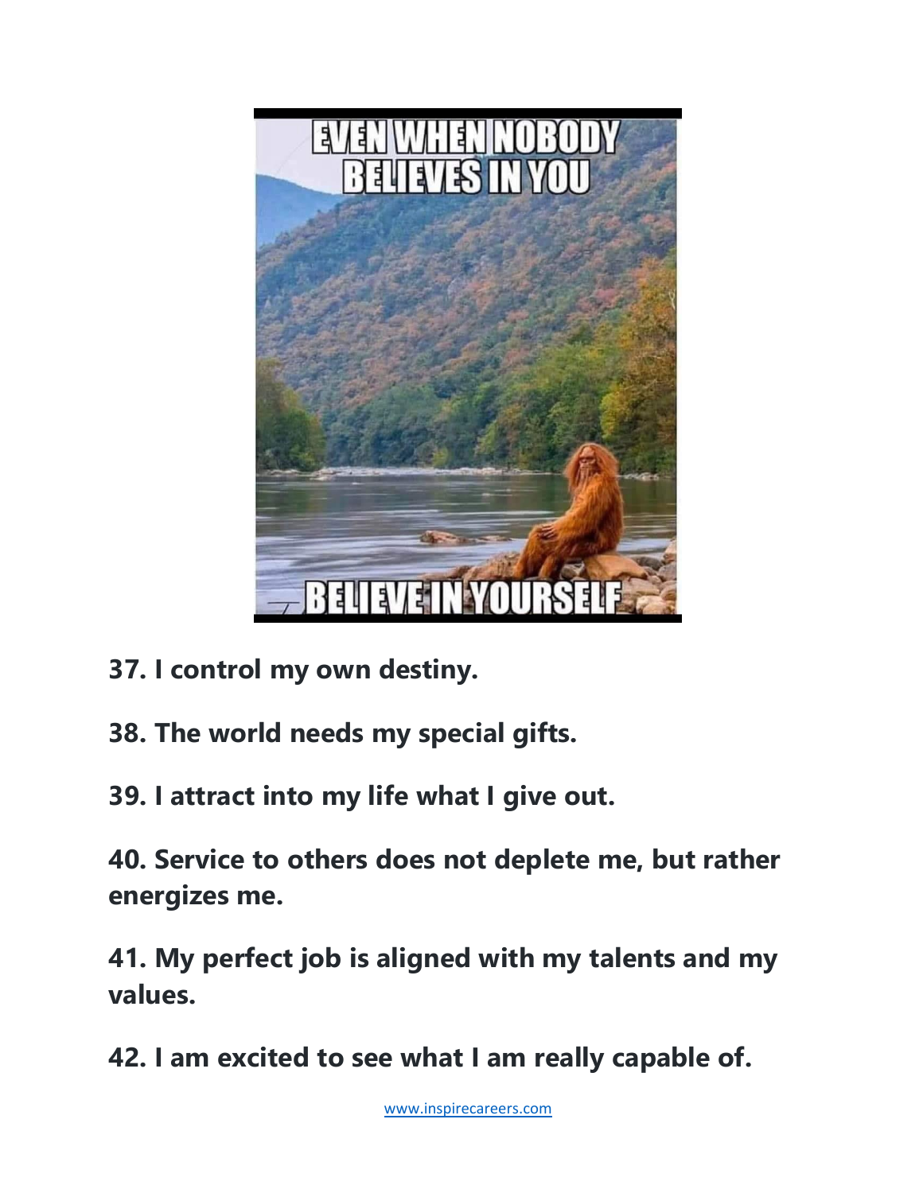37. I control my own destiny.

38. The world needs my special gifts.

39. I attract into my life what I give out.

40. Service to others does not deplete me, but rather energizes me.

41. My perfect job is aligned with my talents and my values.

42. I am excited to see what I am really capable of.

www.inspirecareers.com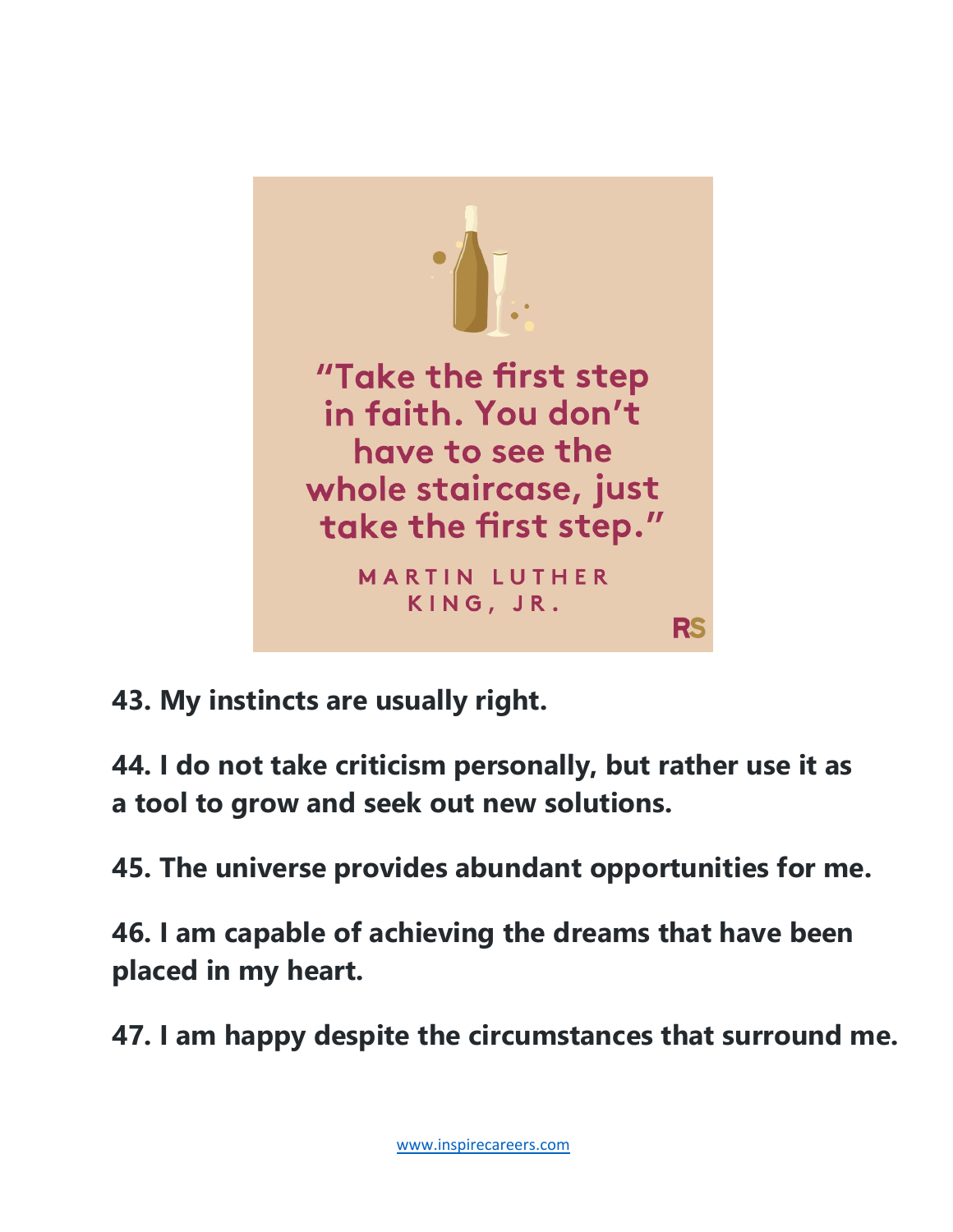"Take the first step in faith. You don't have to see the whole staircase, just take the first step."

MARTIN LUTHER KING, JR.

**43. My instincts are usually right.**

**44. I do not take criticism personally, but rather use it as a tool to grow and seek out new solutions.**

**45. The universe provides abundant opportunities for me.**

**46. I am capable of achieving the dreams that have been placed in my heart.**

**47. I am happy despite the circumstances that surround me.**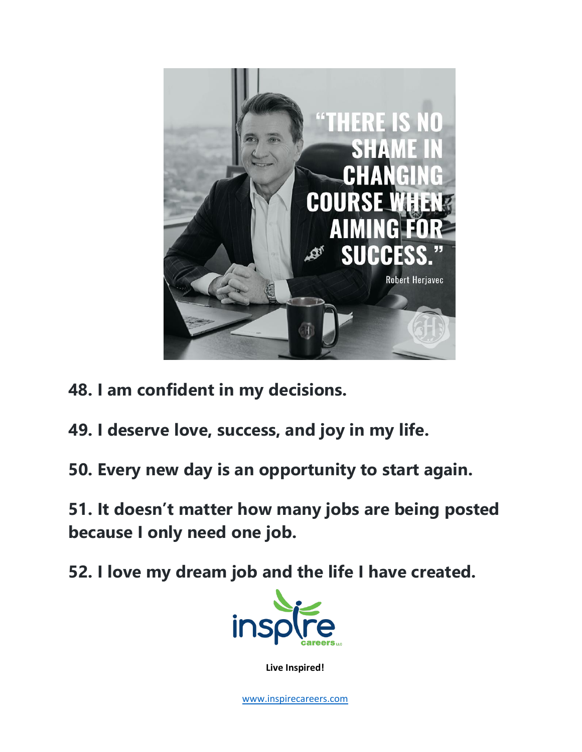"THERE IS NO SHAME IN CHANGING COURSE WHEN AIMING FOR SUCCESS."

Robert Herjavec

**48. I am confident in my decisions.**

**49. I deserve love, success, and joy in my life.**

**50. Every new day is an opportunity to start again.**

**51. It doesn't matter how many jobs are being posted because I only need one job.**

**52. I love my dream job and the life I have created.**

inspire careers LLC

**Live Inspired!**

www.inspirecareers.com